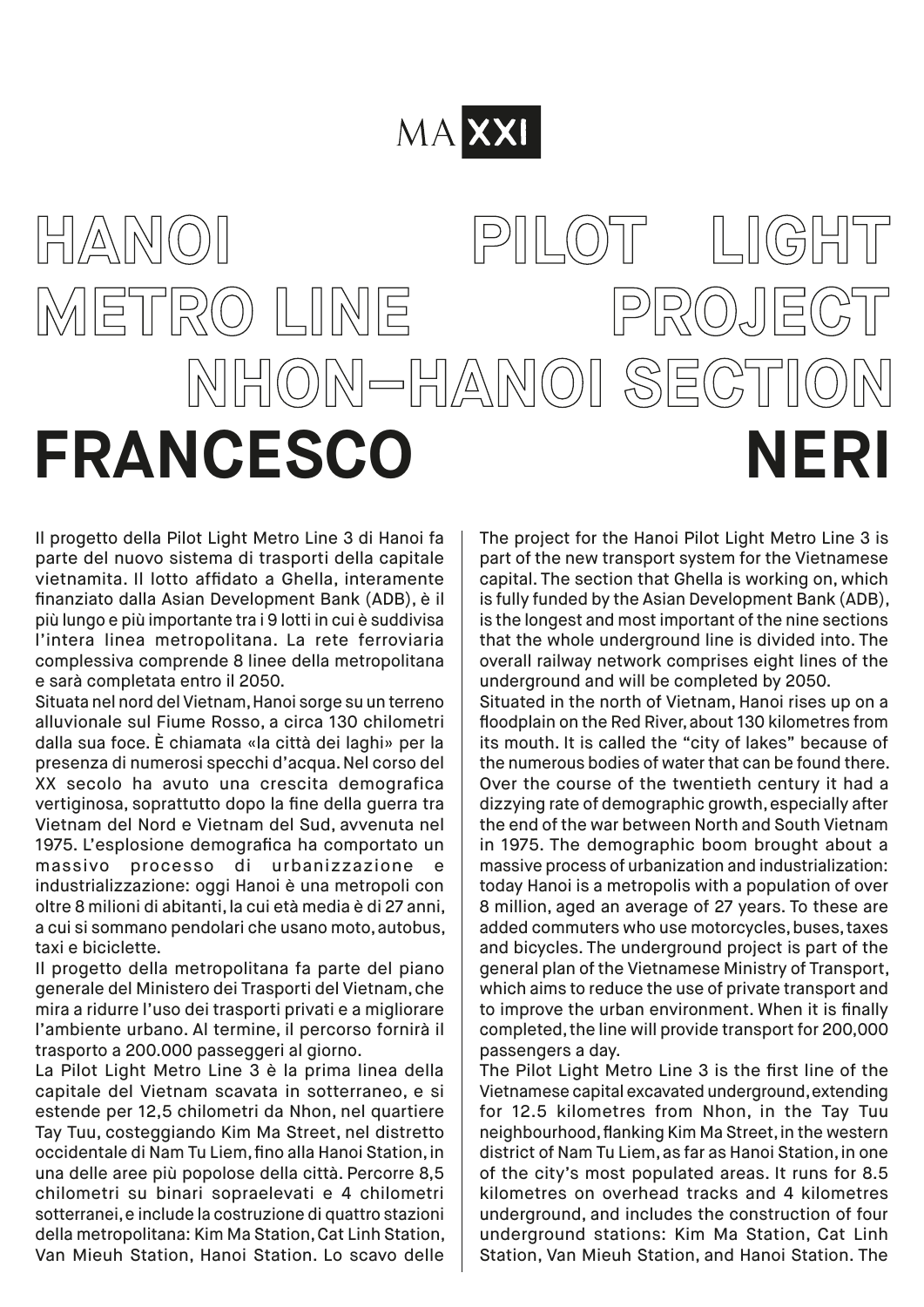MA XXI

# HANOI PILOT LIGHT METRO LINE PROJECT NHON–HANOI SECTION

# FRANCESCO NERI

Il progetto della Pilot Light Metro Line 3 di Hanoi fa parte del nuovo sistema di trasporti della capitale vietnamita. Il lotto affidato a Ghella, interamente finanziato dalla Asian Development Bank (ADB), è il più lungo e più importante tra i 9 lotti in cui è suddivisa l'intera linea metropolitana. La rete ferroviaria complessiva comprende 8 linee della metropolitana e sarà completata entro il 2050.

Situata nel nord del Vietnam, Hanoi sorge su un terreno alluvionale sul Fiume Rosso, a circa 130 chilometri dalla sua foce. È chiamata «la città dei laghi» per la presenza di numerosi specchi d'acqua. Nel corso del XX secolo ha avuto una crescita demografica vertiginosa, soprattutto dopo la fine della guerra tra Vietnam del Nord e Vietnam del Sud, avvenuta nel 1975. L'esplosione demografica ha comportato un massivo processo di urbanizzazione e industrializzazione: oggi Hanoi è una metropoli con oltre 8 milioni di abitanti, la cui età media è di 27 anni, a cui si sommano pendolari che usano moto, autobus, taxi e biciclette.

Il progetto della metropolitana fa parte del piano generale del Ministero dei Trasporti del Vietnam, che mira a ridurre l'uso dei trasporti privati e a migliorare l'ambiente urbano. Al termine, il percorso fornirà il trasporto a 200.000 passeggeri al giorno.

La Pilot Light Metro Line 3 è la prima linea della capitale del Vietnam scavata in sotterraneo, e si estende per 12,5 chilometri da Nhon, nel quartiere Tay Tuu, costeggiando Kim Ma Street, nel distretto occidentale di Nam Tu Liem, fino alla Hanoi Station, in una delle aree più popolose della città. Percorre 8,5 chilometri su binari sopraelevati e 4 chilometri sotterranei, e include la costruzione di quattro stazioni della metropolitana: Kim Ma Station, Cat Linh Station, Van Mieuh Station, Hanoi Station. Lo scavo delle

The project for the Hanoi Pilot Light Metro Line 3 is part of the new transport system for the Vietnamese capital. The section that Ghella is working on, which is fully funded by the Asian Development Bank (ADB), is the longest and most important of the nine sections that the whole underground line is divided into. The overall railway network comprises eight lines of the underground and will be completed by 2050.

Situated in the north of Vietnam, Hanoi rises up on a floodplain on the Red River, about 130 kilometres from its mouth. It is called the "city of lakes" because of the numerous bodies of water that can be found there. Over the course of the twentieth century it had a dizzying rate of demographic growth, especially after the end of the war between North and South Vietnam in 1975. The demographic boom brought about a massive process of urbanization and industrialization: today Hanoi is a metropolis with a population of over 8 million, aged an average of 27 years. To these are added commuters who use motorcycles, buses, taxes and bicycles. The underground project is part of the general plan of the Vietnamese Ministry of Transport, which aims to reduce the use of private transport and to improve the urban environment. When it is finally completed, the line will provide transport for 200,000 passengers a day.

The Pilot Light Metro Line 3 is the first line of the Vietnamese capital excavated underground, extending for 12.5 kilometres from Nhon, in the Tay Tuu neighbourhood, flanking Kim Ma Street, in the western district of Nam Tu Liem, as far as Hanoi Station, in one of the city's most populated areas. It runs for 8.5 kilometres on overhead tracks and 4 kilometres underground, and includes the construction of four underground stations: Kim Ma Station, Cat Linh Station, Van Mieuh Station, and Hanoi Station. The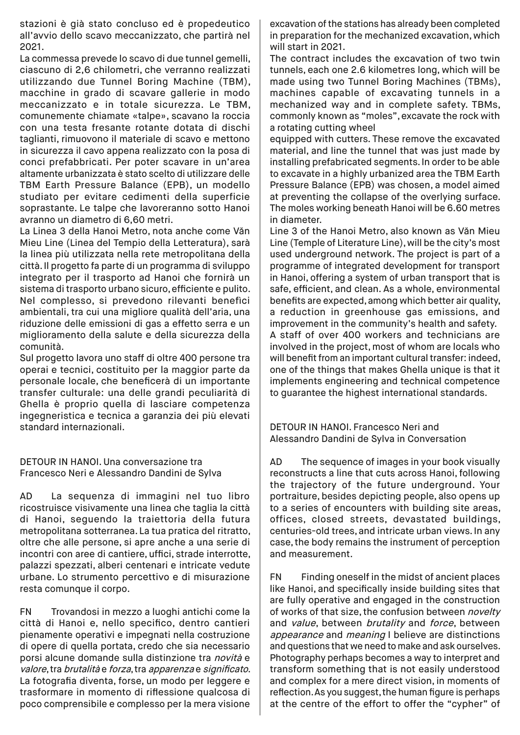stazioni è già stato concluso ed è propedeutico all'avvio dello scavo meccanizzato, che partirà nel 2021.

La commessa prevede lo scavo di due tunnel gemelli, ciascuno di 2,6 chilometri, che verranno realizzati utilizzando due Tunnel Boring Machine (TBM), macchine in grado di scavare gallerie in modo meccanizzato e in totale sicurezza. Le TBM, comunemente chiamate «talpe», scavano la roccia con una testa fresante rotante dotata di dischi taglianti, rimuovono il materiale di scavo e mettono in sicurezza il cavo appena realizzato con la posa di conci prefabbricati. Per poter scavare in un'area altamente urbanizzata è stato scelto di utilizzare delle TBM Earth Pressure Balance (EPB), un modello studiato per evitare cedimenti della superficie soprastante. Le talpe che lavoreranno sotto Hanoi avranno un diametro di 6,60 metri.

La Linea 3 della Hanoi Metro, nota anche come Văn Mieu Line (Linea del Tempio della Letteratura), sarà la linea più utilizzata nella rete metropolitana della città. Il progetto fa parte di un programma di sviluppo integrato per il trasporto ad Hanoi che fornirà un sistema di trasporto urbano sicuro, efficiente e pulito. Nel complesso, si prevedono rilevanti benefici ambientali, tra cui una migliore qualità dell'aria, una riduzione delle emissioni di gas a effetto serra e un miglioramento della salute e della sicurezza della comunità.

Sul progetto lavora uno staff di oltre 400 persone tra operai e tecnici, costituito per la maggior parte da personale locale, che beneficerà di un importante transfer culturale: una delle grandi peculiarità di Ghella è proprio quella di lasciare competenza ingegneristica e tecnica a garanzia dei più elevati standard internazionali.

DETOUR IN HANOI. Una conversazione tra Francesco Neri e Alessandro Dandini de Sylva

AD La sequenza di immagini nel tuo libro ricostruisce visivamente una linea che taglia la città di Hanoi, seguendo la traiettoria della futura metropolitana sotterranea. La tua pratica del ritratto, oltre che alle persone, si apre anche a una serie di incontri con aree di cantiere, uffici, strade interrotte, palazzi spezzati, alberi centenari e intricate vedute urbane. Lo strumento percettivo e di misurazione resta comunque il corpo.

FN Trovandosi in mezzo a luoghi antichi come la città di Hanoi e, nello specifico, dentro cantieri pienamente operativi e impegnati nella costruzione di opere di quella portata, credo che sia necessario porsi alcune domande sulla distinzione tra *novità* e *valore*, tra *brutalità* e *forza*, tra *apparenza* e *significato*. La fotografia diventa, forse, un modo per leggere e trasformare in momento di riflessione qualcosa di poco comprensibile e complesso per la mera visione

excavation of the stations has already been completed in preparation for the mechanized excavation, which will start in 2021.

The contract includes the excavation of two twin tunnels, each one 2.6 kilometres long, which will be made using two Tunnel Boring Machines (TBMs), machines capable of excavating tunnels in a mechanized way and in complete safety. TBMs, commonly known as "moles", excavate the rock with a rotating cutting wheel
equipped with cutters. These remove the excavated material, and line the tunnel that was just made by installing prefabricated segments. In order to be able to excavate in a highly urbanized area the TBM Earth Pressure Balance (EPB) was chosen, a model aimed at preventing the collapse of the overlying surface. The moles working beneath Hanoi will be 6.60 metres in diameter.

Line 3 of the Hanoi Metro, also known as Văn Mieu Line (Temple of Literature Line), will be the city's most used underground network. The project is part of a programme of integrated development for transport in Hanoi, offering a system of urban transport that is safe, efficient, and clean. As a whole, environmental benefits are expected, among which better air quality, a reduction in greenhouse gas emissions, and improvement in the community's health and safety.
A staff of over 400 workers and technicians are involved in the project, most of whom are locals who will benefit from an important cultural transfer: indeed, one of the things that makes Ghella unique is that it implements engineering and technical competence to guarantee the highest international standards.

DETOUR IN HANOI. Francesco Neri and Alessandro Dandini de Sylva in Conversation

AD The sequence of images in your book visually reconstructs a line that cuts across Hanoi, following the trajectory of the future underground. Your portraiture, besides depicting people, also opens up to a series of encounters with building site areas, offices, closed streets, devastated buildings, centuries-old trees, and intricate urban views. In any case, the body remains the instrument of perception and measurement.

FN Finding oneself in the midst of ancient places like Hanoi, and specifically inside building sites that are fully operative and engaged in the construction of works of that size, the confusion between *novelty* and *value*, between *brutality* and *force*, between *appearance* and *meaning* I believe are distinctions and questions that we need to make and ask ourselves. Photography perhaps becomes a way to interpret and transform something that is not easily understood and complex for a mere direct vision, in moments of reflection. As you suggest, the human figure is perhaps at the centre of the effort to offer the "cypher" of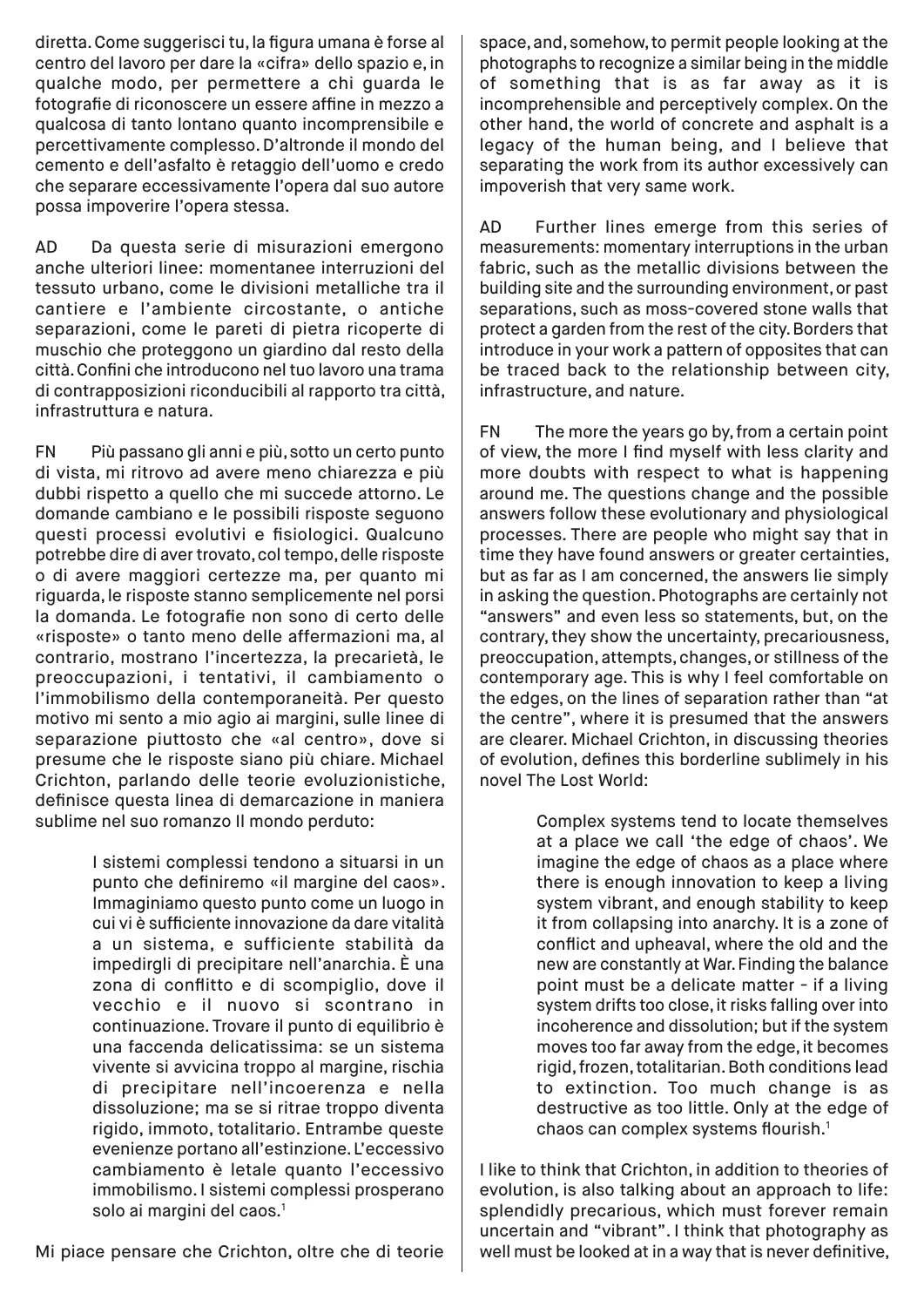diretta. Come suggerisci tu, la figura umana è forse al centro del lavoro per dare la «cifra» dello spazio e, in qualche modo, per permettere a chi guarda le fotografie di riconoscere un essere affine in mezzo a qualcosa di tanto lontano quanto incomprensibile e percettivamente complesso. D'altronde il mondo del cemento e dell'asfalto è retaggio dell'uomo e credo che separare eccessivamente l'opera dal suo autore possa impoverire l'opera stessa.

AD Da questa serie di misurazioni emergono anche ulteriori linee: momentanee interruzioni del tessuto urbano, come le divisioni metalliche tra il cantiere e l'ambiente circostante, o antiche separazioni, come le pareti di pietra ricoperte di muschio che proteggono un giardino dal resto della città. Confini che introducono nel tuo lavoro una trama di contrapposizioni riconducibili al rapporto tra città, infrastruttura e natura.

FN Più passano gli anni e più, sotto un certo punto di vista, mi ritrovo ad avere meno chiarezza e più dubbi rispetto a quello che mi succede attorno. Le domande cambiano e le possibili risposte seguono questi processi evolutivi e fisiologici. Qualcuno potrebbe dire di aver trovato, col tempo, delle risposte o di avere maggiori certezze ma, per quanto mi riguarda, le risposte stanno semplicemente nel porsi la domanda. Le fotografie non sono di certo delle «risposte» o tanto meno delle affermazioni ma, al contrario, mostrano l'incertezza, la precarietà, le preoccupazioni, i tentativi, il cambiamento o l'immobilismo della contemporaneità. Per questo motivo mi sento a mio agio ai margini, sulle linee di separazione piuttosto che «al centro», dove si presume che le risposte siano più chiare. Michael Crichton, parlando delle teorie evoluzionistiche, definisce questa linea di demarcazione in maniera sublime nel suo romanzo Il mondo perduto:

> I sistemi complessi tendono a situarsi in un punto che definiremo «il margine del caos». Immaginiamo questo punto come un luogo in cui vi è sufficiente innovazione da dare vitalità a un sistema, e sufficiente stabilità da impedirgli di precipitare nell'anarchia. È una zona di conflitto e di scompiglio, dove il vecchio e il nuovo si scontrano in continuazione. Trovare il punto di equilibrio è una faccenda delicatissima: se un sistema vivente si avvicina troppo al margine, rischia di precipitare nell'incoerenza e nella dissoluzione; ma se si ritrae troppo diventa rigido, immoto, totalitario. Entrambe queste evenienze portano all'estinzione. L'eccessivo cambiamento è letale quanto l'eccessivo immobilismo. I sistemi complessi prosperano solo ai margini del caos.[1]

Mi piace pensare che Crichton, oltre che di teorie

space, and, somehow, to permit people looking at the photographs to recognize a similar being in the middle of something that is as far away as it is incomprehensible and perceptively complex. On the other hand, the world of concrete and asphalt is a legacy of the human being, and I believe that separating the work from its author excessively can impoverish that very same work.

AD Further lines emerge from this series of measurements: momentary interruptions in the urban fabric, such as the metallic divisions between the building site and the surrounding environment, or past separations, such as moss-covered stone walls that protect a garden from the rest of the city. Borders that introduce in your work a pattern of opposites that can be traced back to the relationship between city, infrastructure, and nature.

FN The more the years go by, from a certain point of view, the more I find myself with less clarity and more doubts with respect to what is happening around me. The questions change and the possible answers follow these evolutionary and physiological processes. There are people who might say that in time they have found answers or greater certainties, but as far as I am concerned, the answers lie simply in asking the question. Photographs are certainly not "answers" and even less so statements, but, on the contrary, they show the uncertainty, precariousness, preoccupation, attempts, changes, or stillness of the contemporary age. This is why I feel comfortable on the edges, on the lines of separation rather than "at the centre", where it is presumed that the answers are clearer. Michael Crichton, in discussing theories of evolution, defines this borderline sublimely in his novel The Lost World:

> Complex systems tend to locate themselves at a place we call 'the edge of chaos'. We imagine the edge of chaos as a place where there is enough innovation to keep a living system vibrant, and enough stability to keep it from collapsing into anarchy. It is a zone of conflict and upheaval, where the old and the new are constantly at War. Finding the balance point must be a delicate matter - if a living system drifts too close, it risks falling over into incoherence and dissolution; but if the system moves too far away from the edge, it becomes rigid, frozen, totalitarian. Both conditions lead to extinction. Too much change is as destructive as too little. Only at the edge of chaos can complex systems flourish.[1]

I like to think that Crichton, in addition to theories of evolution, is also talking about an approach to life: splendidly precarious, which must forever remain uncertain and "vibrant". I think that photography as well must be looked at in a way that is never definitive,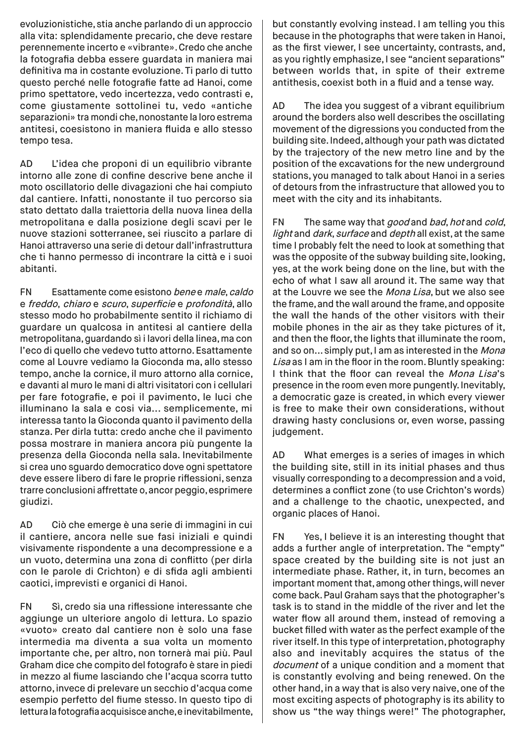evoluzionistiche, stia anche parlando di un approccio alla vita: splendidamente precario, che deve restare perennemente incerto e «vibrante». Credo che anche la fotografia debba essere guardata in maniera mai definitiva ma in costante evoluzione. Ti parlo di tutto questo perché nelle fotografie fatte ad Hanoi, come primo spettatore, vedo incertezza, vedo contrasti e, come giustamente sottolinei tu, vedo «antiche separazioni» tra mondi che, nonostante la loro estrema antitesi, coesistono in maniera fluida e allo stesso tempo tesa.

AD L'idea che proponi di un equilibrio vibrante intorno alle zone di confine descrive bene anche il moto oscillatorio delle divagazioni che hai compiuto dal cantiere. Infatti, nonostante il tuo percorso sia stato dettato dalla traiettoria della nuova linea della metropolitana e dalla posizione degli scavi per le nuove stazioni sotterranee, sei riuscito a parlare di Hanoi attraverso una serie di detour dall'infrastruttura che ti hanno permesso di incontrare la città e i suoi abitanti.

FN Esattamente come esistono *bene* e *male*, *caldo* e *freddo*, *chiaro* e *scuro*, *superficie* e *profondità*, allo stesso modo ho probabilmente sentito il richiamo di guardare un qualcosa in antitesi al cantiere della metropolitana, guardando sì i lavori della linea, ma con l'eco di quello che vedevo tutto attorno. Esattamente come al Louvre vediamo la Gioconda ma, allo stesso tempo, anche la cornice, il muro attorno alla cornice, e davanti al muro le mani di altri visitatori con i cellulari per fare fotografie, e poi il pavimento, le luci che illuminano la sala e così via… semplicemente, mi interessa tanto la Gioconda quanto il pavimento della stanza. Per dirla tutta: credo anche che il pavimento possa mostrare in maniera ancora più pungente la presenza della Gioconda nella sala. Inevitabilmente si crea uno sguardo democratico dove ogni spettatore deve essere libero di fare le proprie riflessioni, senza trarre conclusioni affrettate o, ancor peggio, esprimere giudizi.

AD Ciò che emerge è una serie di immagini in cui il cantiere, ancora nelle sue fasi iniziali e quindi visivamente rispondente a una decompressione e a un vuoto, determina una zona di conflitto (per dirla con le parole di Crichton) e di sfida agli ambienti caotici, imprevisti e organici di Hanoi.

FN Sì, credo sia una riflessione interessante che aggiunge un ulteriore angolo di lettura. Lo spazio «vuoto» creato dal cantiere non è solo una fase intermedia ma diventa a sua volta un momento importante che, per altro, non tornerà mai più. Paul Graham dice che compito del fotografo è stare in piedi in mezzo al fiume lasciando che l'acqua scorra tutto attorno, invece di prelevare un secchio d'acqua come esempio perfetto del fiume stesso. In questo tipo di lettura la fotografia acquisisce anche, e inevitabilmente,

but constantly evolving instead. I am telling you this because in the photographs that were taken in Hanoi, as the first viewer, I see uncertainty, contrasts, and, as you rightly emphasize, I see "ancient separations" between worlds that, in spite of their extreme antithesis, coexist both in a fluid and a tense way.

AD The idea you suggest of a vibrant equilibrium around the borders also well describes the oscillating movement of the digressions you conducted from the building site. Indeed, although your path was dictated by the trajectory of the new metro line and by the position of the excavations for the new underground stations, you managed to talk about Hanoi in a series of detours from the infrastructure that allowed you to meet with the city and its inhabitants.

FN The same way that *good* and *bad*, *hot* and *cold*, *light* and *dark*, *surface* and *depth* all exist, at the same time I probably felt the need to look at something that was the opposite of the subway building site, looking, yes, at the work being done on the line, but with the echo of what I saw all around it. The same way that at the Louvre we see the *Mona Lisa*, but we also see the frame, and the wall around the frame, and opposite the wall the hands of the other visitors with their mobile phones in the air as they take pictures of it, and then the floor, the lights that illuminate the room, and so on… simply put, I am as interested in the *Mona Lisa* as I am in the floor in the room. Bluntly speaking: I think that the floor can reveal the *Mona Lisa*'s presence in the room even more pungently. Inevitably, a democratic gaze is created, in which every viewer is free to make their own considerations, without drawing hasty conclusions or, even worse, passing judgement.

AD What emerges is a series of images in which the building site, still in its initial phases and thus visually corresponding to a decompression and a void, determines a conflict zone (to use Crichton's words) and a challenge to the chaotic, unexpected, and organic places of Hanoi.

FN Yes, I believe it is an interesting thought that adds a further angle of interpretation. The "empty" space created by the building site is not just an intermediate phase. Rather, it, in turn, becomes an important moment that, among other things, will never come back. Paul Graham says that the photographer's task is to stand in the middle of the river and let the water flow all around them, instead of removing a bucket filled with water as the perfect example of the river itself. In this type of interpretation, photography also and inevitably acquires the status of the *document* of a unique condition and a moment that is constantly evolving and being renewed. On the other hand, in a way that is also very naive, one of the most exciting aspects of photography is its ability to show us "the way things were!" The photographer,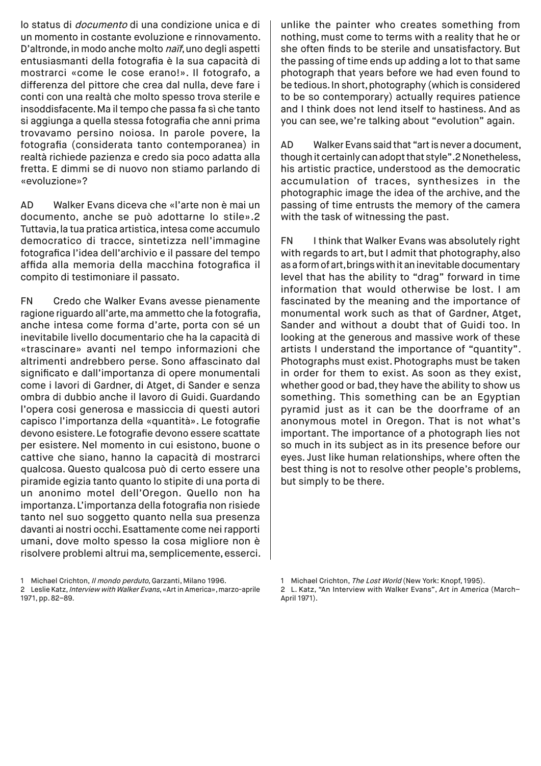lo status di *documento* di una condizione unica e di un momento in costante evoluzione e rinnovamento. D'altronde, in modo anche molto *naïf*, uno degli aspetti entusiasmanti della fotografia è la sua capacità di mostrarci «come le cose erano!». Il fotografo, a differenza del pittore che crea dal nulla, deve fare i conti con una realtà che molto spesso trova sterile e insoddisfacente. Ma il tempo che passa fa sì che tanto si aggiunga a quella stessa fotografia che anni prima trovavamo persino noiosa. In parole povere, la fotografia (considerata tanto contemporanea) in realtà richiede pazienza e credo sia poco adatta alla fretta. E dimmi se di nuovo non stiamo parlando di «evoluzione»?

AD Walker Evans diceva che «l'arte non è mai un documento, anche se può adottarne lo stile».2 Tuttavia, la tua pratica artistica, intesa come accumulo democratico di tracce, sintetizza nell'immagine fotografica l'idea dell'archivio e il passare del tempo affida alla memoria della macchina fotografica il compito di testimoniare il passato.

FN Credo che Walker Evans avesse pienamente ragione riguardo all'arte, ma ammetto che la fotografia, anche intesa come forma d'arte, porta con sé un inevitabile livello documentario che ha la capacità di «trascinare» avanti nel tempo informazioni che altrimenti andrebbero perse. Sono affascinato dal significato e dall'importanza di opere monumentali come i lavori di Gardner, di Atget, di Sander e senza ombra di dubbio anche il lavoro di Guidi. Guardando l'opera cosi generosa e massiccia di questi autori capisco l'importanza della «quantità». Le fotografie devono esistere. Le fotografie devono essere scattate per esistere. Nel momento in cui esistono, buone o cattive che siano, hanno la capacità di mostrarci qualcosa. Questo qualcosa può di certo essere una piramide egizia tanto quanto lo stipite di una porta di un anonimo motel dell'Oregon. Quello non ha importanza. L'importanza della fotografia non risiede tanto nel suo soggetto quanto nella sua presenza davanti ai nostri occhi. Esattamente come nei rapporti umani, dove molto spesso la cosa migliore non è risolvere problemi altrui ma, semplicemente, esserci.

1 Michael Crichton, *Il mondo perduto*, Garzanti, Milano 1996.
2 Leslie Katz, *Interview with Walker Evans*, «Art in America», marzo-aprile 1971, pp. 82–89.

unlike the painter who creates something from nothing, must come to terms with a reality that he or she often finds to be sterile and unsatisfactory. But the passing of time ends up adding a lot to that same photograph that years before we had even found to be tedious. In short, photography (which is considered to be so contemporary) actually requires patience and I think does not lend itself to hastiness. And as you can see, we're talking about "evolution" again.

AD Walker Evans said that "art is never a document, though it certainly can adopt that style".2 Nonetheless, his artistic practice, understood as the democratic accumulation of traces, synthesizes in the photographic image the idea of the archive, and the passing of time entrusts the memory of the camera with the task of witnessing the past.

FN I think that Walker Evans was absolutely right with regards to art, but I admit that photography, also as a form of art, brings with it an inevitable documentary level that has the ability to "drag" forward in time information that would otherwise be lost. I am fascinated by the meaning and the importance of monumental work such as that of Gardner, Atget, Sander and without a doubt that of Guidi too. In looking at the generous and massive work of these artists I understand the importance of "quantity". Photographs must exist. Photographs must be taken in order for them to exist. As soon as they exist, whether good or bad, they have the ability to show us something. This something can be an Egyptian pyramid just as it can be the doorframe of an anonymous motel in Oregon. That is not what's important. The importance of a photograph lies not so much in its subject as in its presence before our eyes. Just like human relationships, where often the best thing is not to resolve other people's problems, but simply to be there.

1 Michael Crichton, *The Lost World* (New York: Knopf, 1995).
2 L. Katz, "An Interview with Walker Evans", *Art in America* (March–April 1971).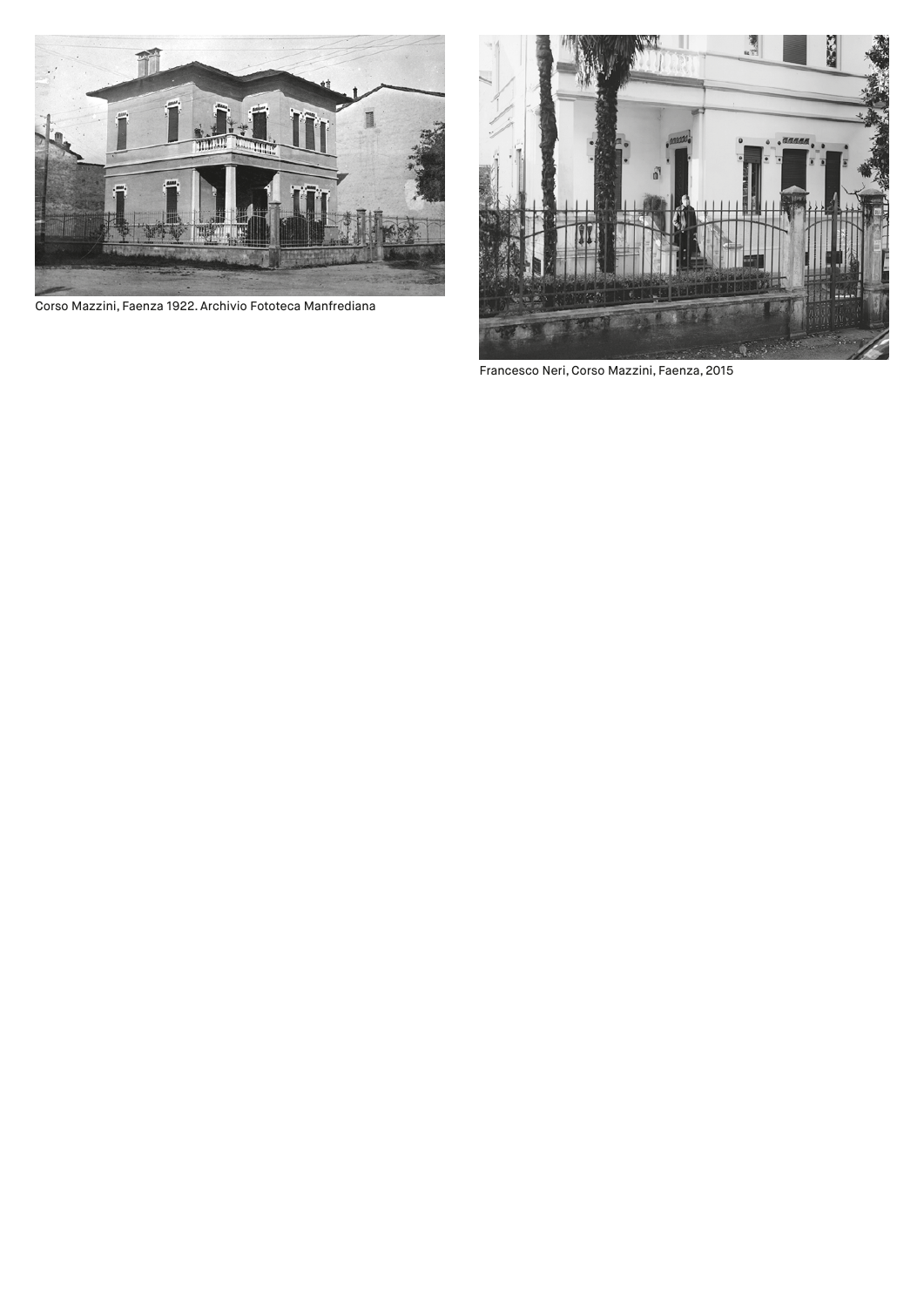Corso Mazzini, Faenza 1922. Archivio Fototeca Manfrediana

Francesco Neri, Corso Mazzini, Faenza, 2015